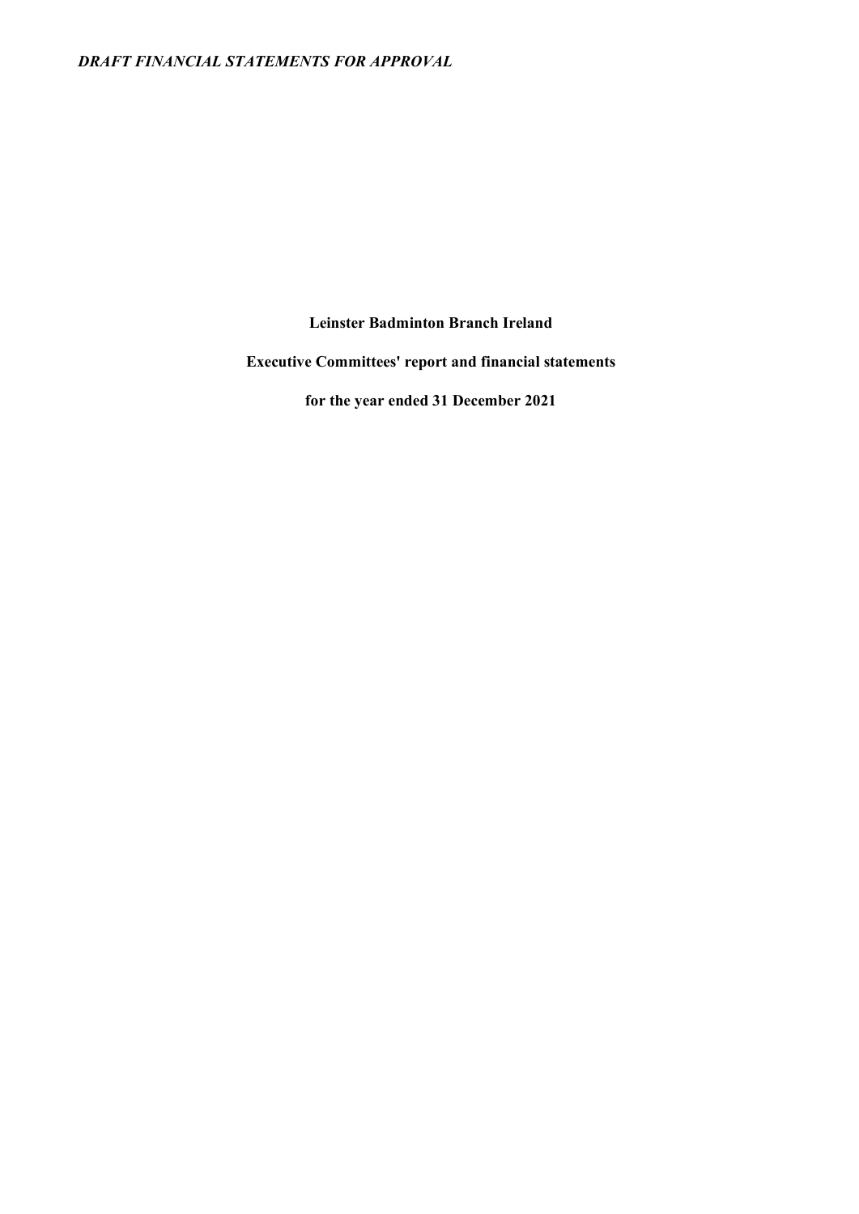*DRAFT FINANCIAL STATEMENTS FOR APPROVAL*

# Leinster Badminton Branch Ireland

## Executive Committees' report and financial statements

### for the year ended 31 December 2021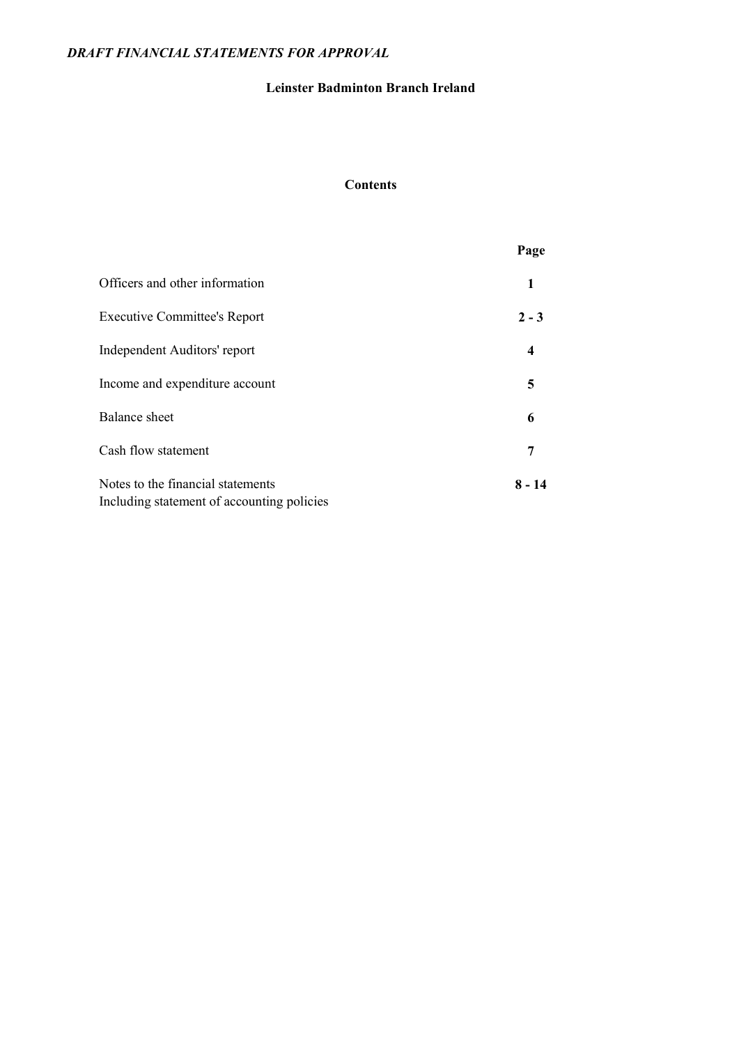*DRAFT FINANCIAL STATEMENTS FOR APPROVAL*

**Leinster Badminton Branch Ireland**

**Contents**

| | Page |
|---|---|
| Officers and other information | **1** |
| Executive Committee's Report | **2 - 3** |
| Independent Auditors' report | **4** |
| Income and expenditure account | **5** |
| Balance sheet | **6** |
| Cash flow statement | **7** |
| Notes to the financial statements<br>Including statement of accounting policies | **8 - 14** |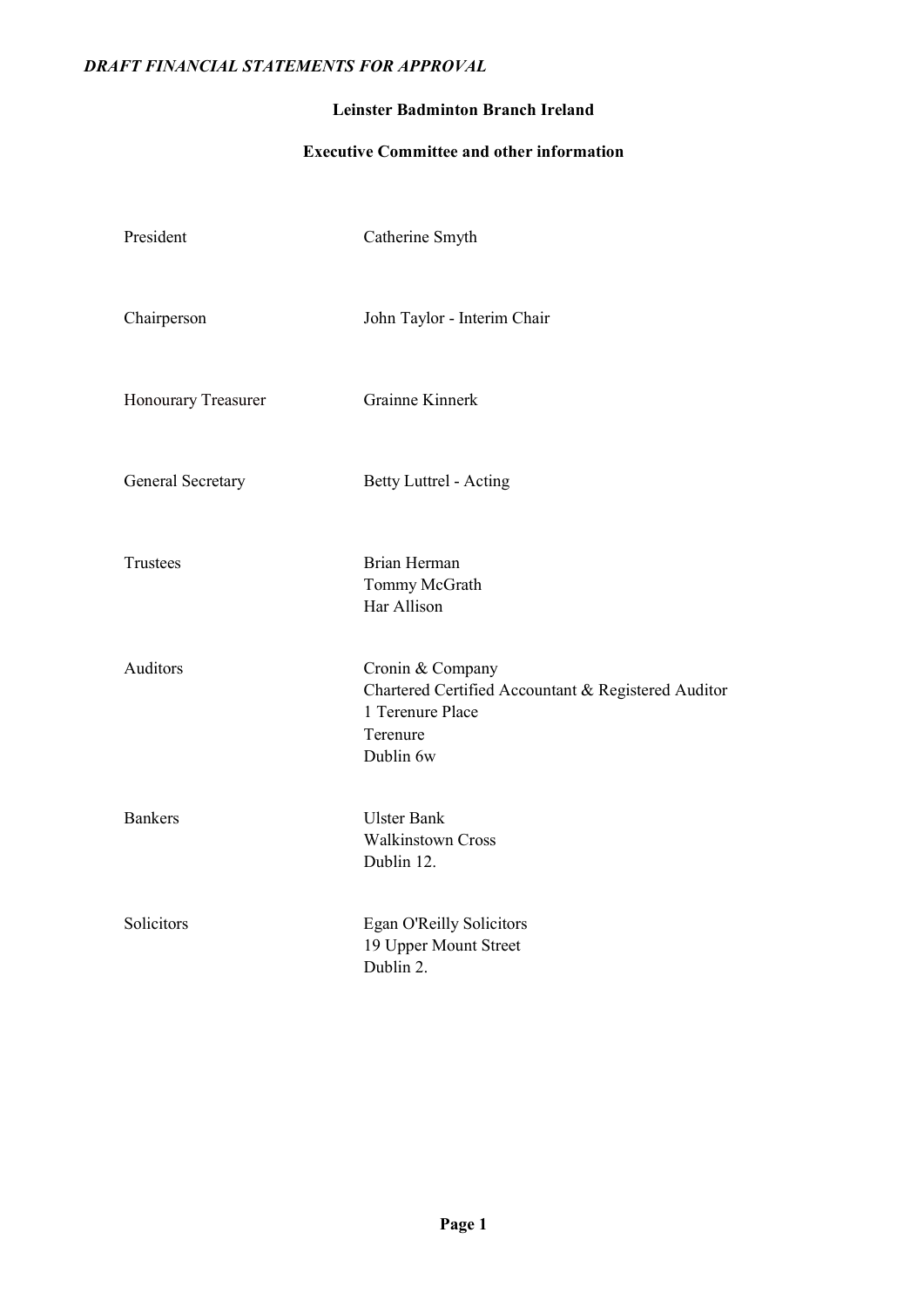*DRAFT FINANCIAL STATEMENTS FOR APPROVAL*

**Leinster Badminton Branch Ireland**

**Executive Committee and other information**

| | |
|---|---|
| President | Catherine Smyth |
| Chairperson | John Taylor - Interim Chair |
| Honourary Treasurer | Grainne Kinnerk |
| General Secretary | Betty Luttrel - Acting |
| Trustees | Brian Herman<br>Tommy McGrath<br>Har Allison |
| Auditors | Cronin & Company<br>Chartered Certified Accountant & Registered Auditor<br>1 Terenure Place<br>Terenure<br>Dublin 6w |
| Bankers | Ulster Bank<br>Walkinstown Cross<br>Dublin 12. |
| Solicitors | Egan O'Reilly Solicitors<br>19 Upper Mount Street<br>Dublin 2. |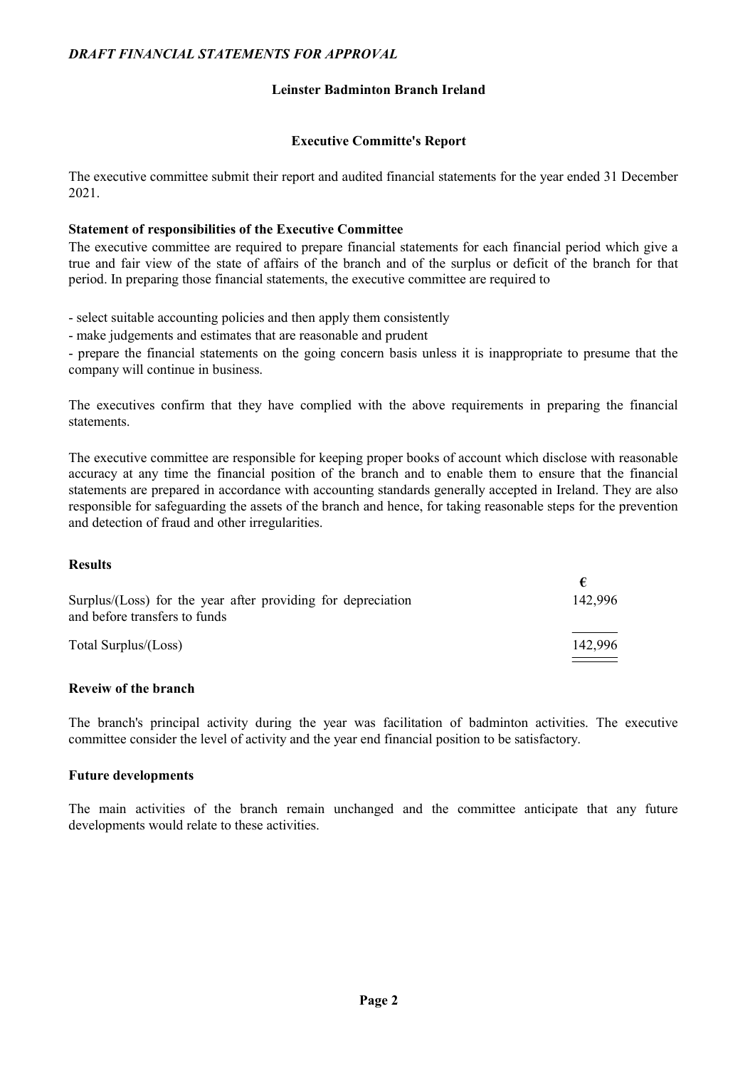*DRAFT FINANCIAL STATEMENTS FOR APPROVAL*

**Leinster Badminton Branch Ireland**

**Executive Committe's Report**

The executive committee submit their report and audited financial statements for the year ended 31 December 2021.

**Statement of responsibilities of the Executive Committee**

The executive committee are required to prepare financial statements for each financial period which give a true and fair view of the state of affairs of the branch and of the surplus or deficit of the branch for that period. In preparing those financial statements, the executive committee are required to

- select suitable accounting policies and then apply them consistently
- make judgements and estimates that are reasonable and prudent
- prepare the financial statements on the going concern basis unless it is inappropriate to presume that the company will continue in business.

The executives confirm that they have complied with the above requirements in preparing the financial statements.

The executive committee are responsible for keeping proper books of account which disclose with reasonable accuracy at any time the financial position of the branch and to enable them to ensure that the financial statements are prepared in accordance with accounting standards generally accepted in Ireland. They are also responsible for safeguarding the assets of the branch and hence, for taking reasonable steps for the prevention and detection of fraud and other irregularities.

**Results**

| | € |
|---|---|
| Surplus/(Loss) for the year after providing for depreciation and before transfers to funds | 142,996 |
| Total Surplus/(Loss) | 142,996 |

**Reveiw of the branch**

The branch's principal activity during the year was facilitation of badminton activities. The executive committee consider the level of activity and the year end financial position to be satisfactory.

**Future developments**

The main activities of the branch remain unchanged and the committee anticipate that any future developments would relate to these activities.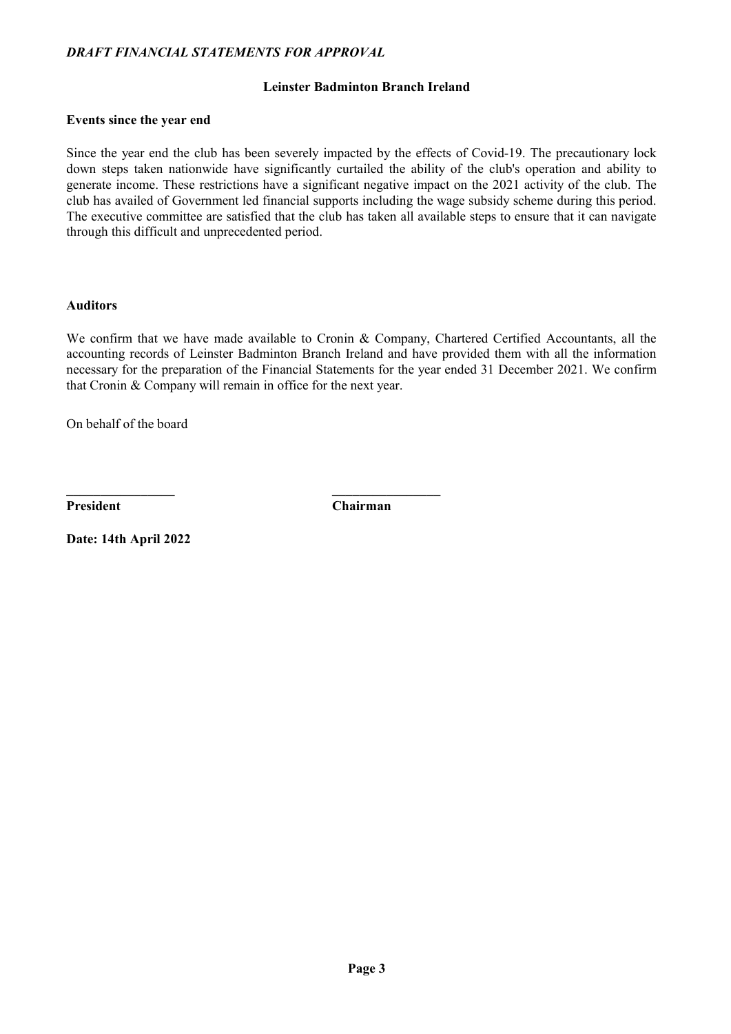*DRAFT FINANCIAL STATEMENTS FOR APPROVAL*

**Leinster Badminton Branch Ireland**

**Events since the year end**

Since the year end the club has been severely impacted by the effects of Covid-19. The precautionary lock down steps taken nationwide have significantly curtailed the ability of the club's operation and ability to generate income. These restrictions have a significant negative impact on the 2021 activity of the club. The club has availed of Government led financial supports including the wage subsidy scheme during this period. The executive committee are satisfied that the club has taken all available steps to ensure that it can navigate through this difficult and unprecedented period.

**Auditors**

We confirm that we have made available to Cronin & Company, Chartered Certified Accountants, all the accounting records of Leinster Badminton Branch Ireland and have provided them with all the information necessary for the preparation of the Financial Statements for the year ended 31 December 2021. We confirm that Cronin & Company will remain in office for the next year.

On behalf of the board

________________ ________________

**President** **Chairman**

**Date: 14th April 2022**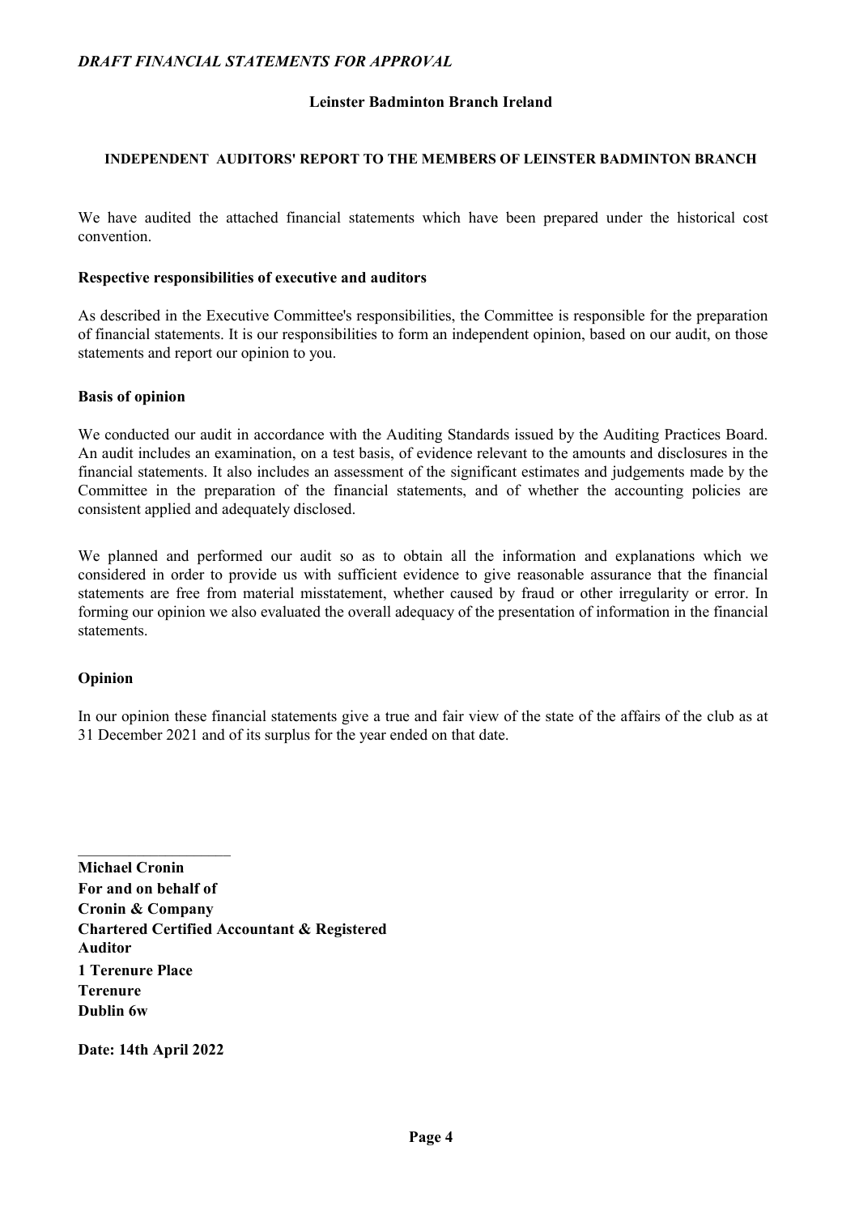*DRAFT FINANCIAL STATEMENTS FOR APPROVAL*

**Leinster Badminton Branch Ireland**

**INDEPENDENT AUDITORS' REPORT TO THE MEMBERS OF LEINSTER BADMINTON BRANCH**

We have audited the attached financial statements which have been prepared under the historical cost convention.

**Respective responsibilities of executive and auditors**

As described in the Executive Committee's responsibilities, the Committee is responsible for the preparation of financial statements. It is our responsibilities to form an independent opinion, based on our audit, on those statements and report our opinion to you.

**Basis of opinion**

We conducted our audit in accordance with the Auditing Standards issued by the Auditing Practices Board. An audit includes an examination, on a test basis, of evidence relevant to the amounts and disclosures in the financial statements. It also includes an assessment of the significant estimates and judgements made by the Committee in the preparation of the financial statements, and of whether the accounting policies are consistent applied and adequately disclosed.

We planned and performed our audit so as to obtain all the information and explanations which we considered in order to provide us with sufficient evidence to give reasonable assurance that the financial statements are free from material misstatement, whether caused by fraud or other irregularity or error. In forming our opinion we also evaluated the overall adequacy of the presentation of information in the financial statements.

**Opinion**

In our opinion these financial statements give a true and fair view of the state of the affairs of the club as at 31 December 2021 and of its surplus for the year ended on that date.

\_\_\_\_\_\_\_\_\_\_\_\_\_\_\_\_\_\_\_\_

**Michael Cronin**
**For and on behalf of**
**Cronin & Company**
**Chartered Certified Accountant & Registered Auditor**
**1 Terenure Place**
**Terenure**
**Dublin 6w**

**Date: 14th April 2022**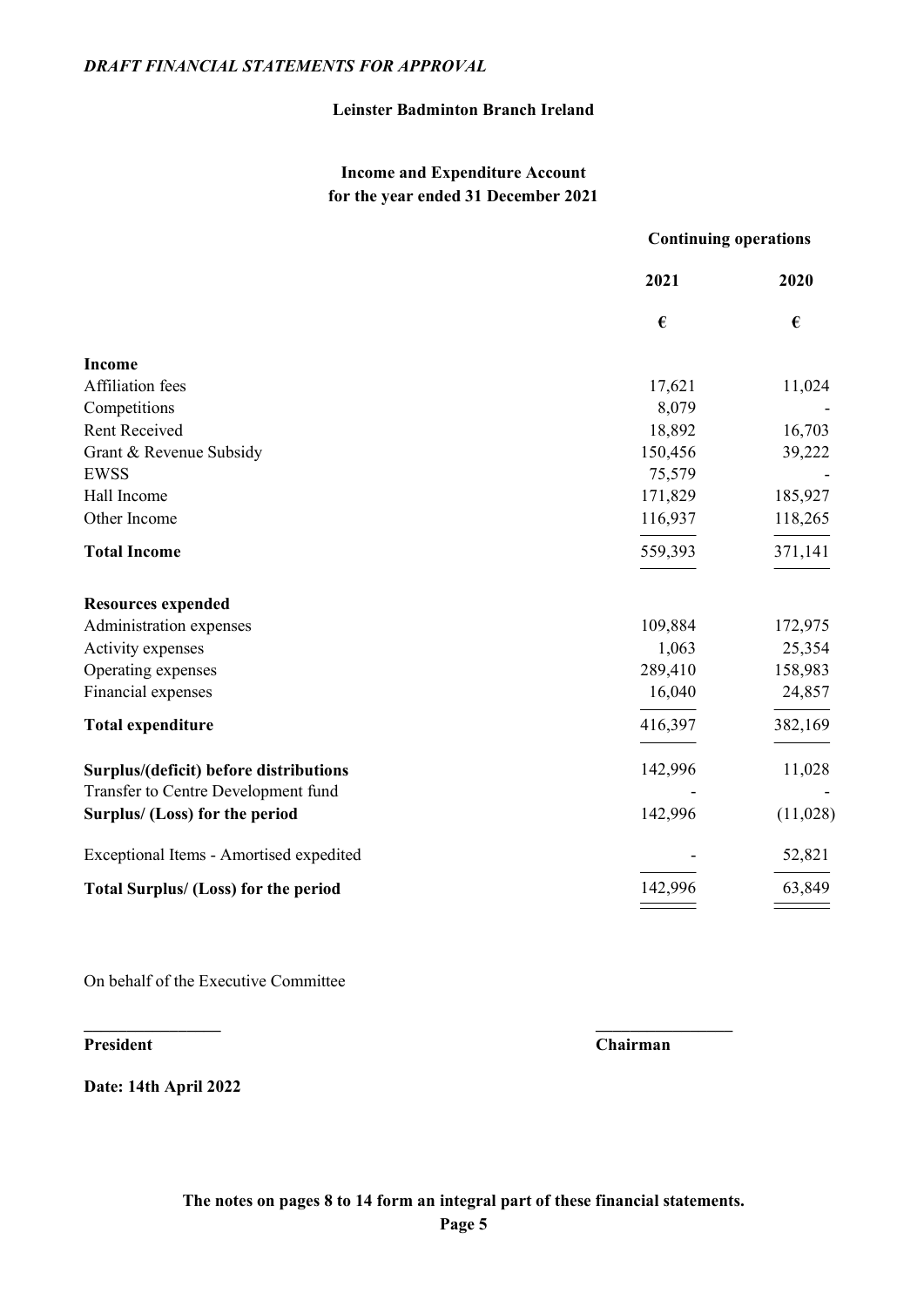*DRAFT FINANCIAL STATEMENTS FOR APPROVAL*

**Leinster Badminton Branch Ireland**

**Income and Expenditure Account**
**for the year ended 31 December 2021**

| | **Continuing operations** | |
|---|---|---|
| | **2021** | **2020** |
| | **€** | **€** |
| **Income** | | |
| Affiliation fees | 17,621 | 11,024 |
| Competitions | 8,079 | - |
| Rent Received | 18,892 | 16,703 |
| Grant & Revenue Subsidy | 150,456 | 39,222 |
| EWSS | 75,579 | - |
| Hall Income | 171,829 | 185,927 |
| Other Income | 116,937 | 118,265 |
| **Total Income** | 559,393 | 371,141 |
| **Resources expended** | | |
| Administration expenses | 109,884 | 172,975 |
| Activity expenses | 1,063 | 25,354 |
| Operating expenses | 289,410 | 158,983 |
| Financial expenses | 16,040 | 24,857 |
| **Total expenditure** | 416,397 | 382,169 |
| **Surplus/(deficit) before distributions** | 142,996 | 11,028 |
| Transfer to Centre Development fund | - | - |
| **Surplus/ (Loss) for the period** | 142,996 | (11,028) |
| Exceptional Items - Amortised expedited | - | 52,821 |
| **Total Surplus/ (Loss) for the period** | 142,996 | 63,849 |

On behalf of the Executive Committee

________________ ________________

**President** **Chairman**

**Date: 14th April 2022**

**The notes on pages 8 to 14 form an integral part of these financial statements.**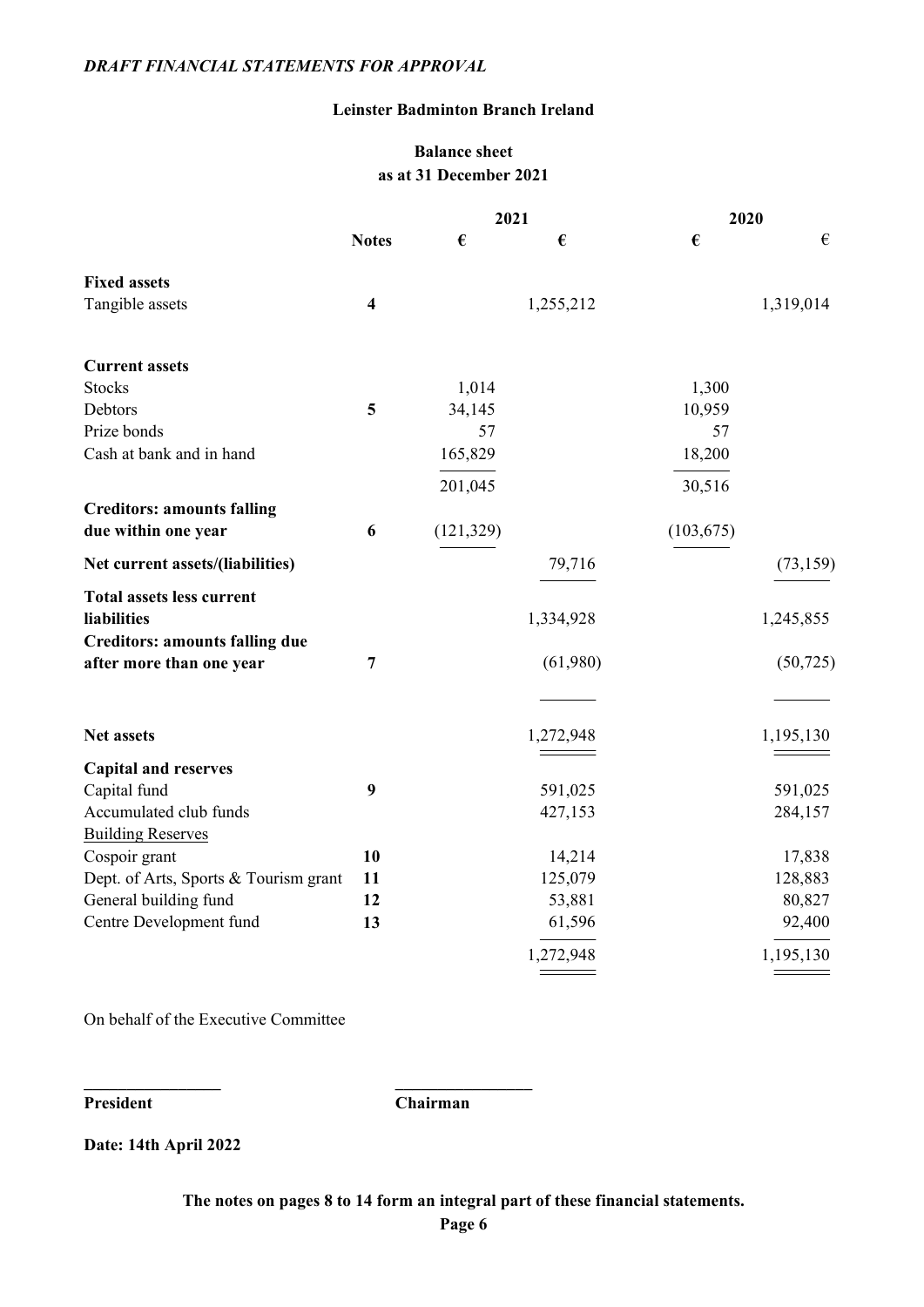*DRAFT FINANCIAL STATEMENTS FOR APPROVAL*

**Leinster Badminton Branch Ireland**

**Balance sheet**
**as at 31 December 2021**

| | Notes | 2021 € | 2021 € | 2020 € | 2020 € |
|---|---|---|---|---|---|
| **Fixed assets** | | | | | |
| Tangible assets | 4 | | 1,255,212 | | 1,319,014 |
| **Current assets** | | | | | |
| Stocks | | 1,014 | | 1,300 | |
| Debtors | 5 | 34,145 | | 10,959 | |
| Prize bonds | | 57 | | 57 | |
| Cash at bank and in hand | | 165,829 | | 18,200 | |
| | | 201,045 | | 30,516 | |
| **Creditors: amounts falling due within one year** | 6 | (121,329) | | (103,675) | |
| **Net current assets/(liabilities)** | | | 79,716 | | (73,159) |
| **Total assets less current liabilities** | | | 1,334,928 | | 1,245,855 |
| **Creditors: amounts falling due after more than one year** | 7 | | (61,980) | | (50,725) |
| **Net assets** | | | 1,272,948 | | 1,195,130 |
| **Capital and reserves** | | | | | |
| Capital fund | 9 | | 591,025 | | 591,025 |
| Accumulated club funds | | | 427,153 | | 284,157 |
| Building Reserves | | | | | |
| Cospoir grant | 10 | | 14,214 | | 17,838 |
| Dept. of Arts, Sports & Tourism grant | 11 | | 125,079 | | 128,883 |
| General building fund | 12 | | 53,881 | | 80,827 |
| Centre Development fund | 13 | | 61,596 | | 92,400 |
| | | | 1,272,948 | | 1,195,130 |

On behalf of the Executive Committee

________________ ________________

**President** **Chairman**

**Date: 14th April 2022**

**The notes on pages 8 to 14 form an integral part of these financial statements.**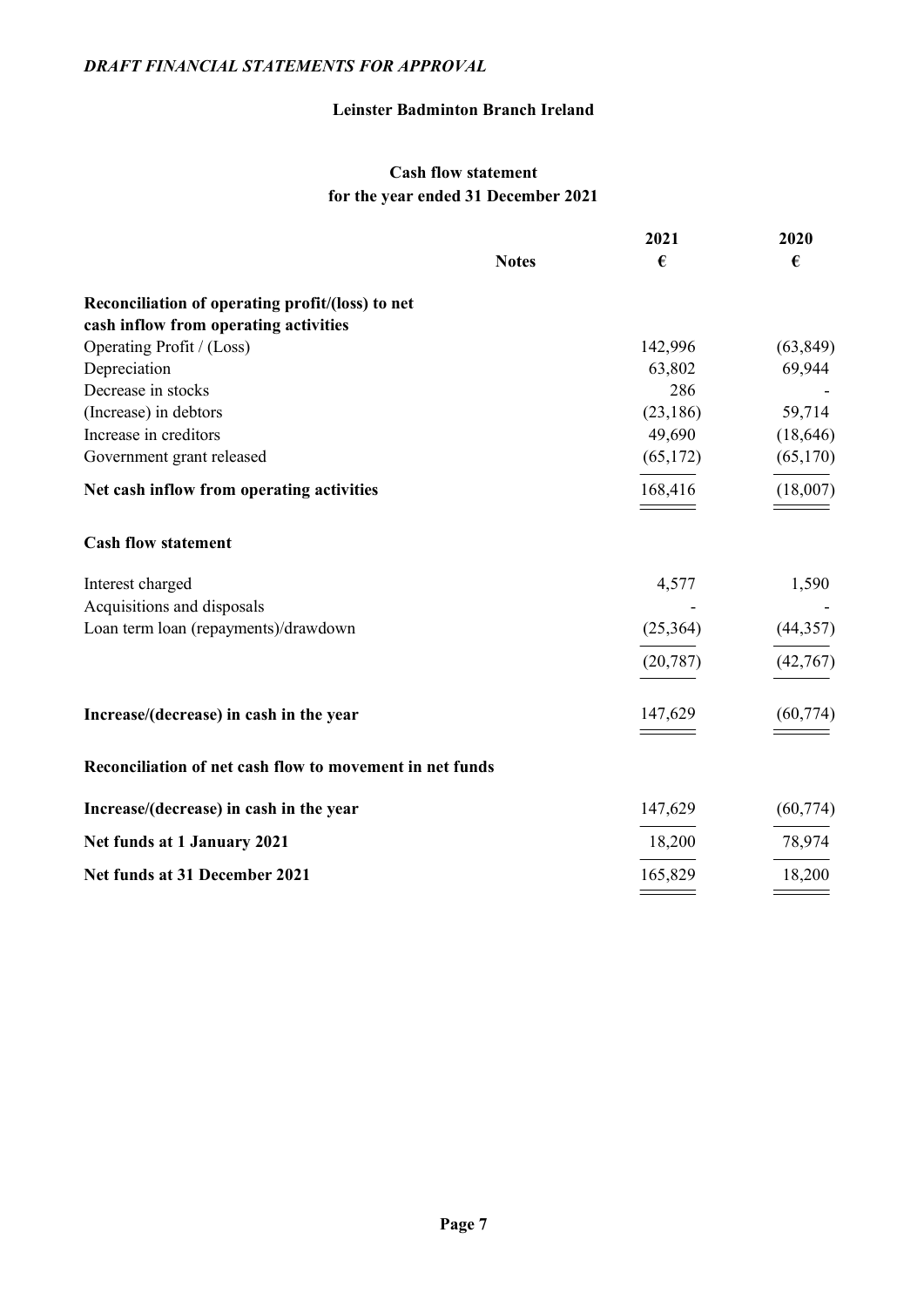*DRAFT FINANCIAL STATEMENTS FOR APPROVAL*

**Leinster Badminton Branch Ireland**

## Cash flow statement
### for the year ended 31 December 2021

| | Notes | 2021 € | 2020 € |
|---|---|---|---|
| **Reconciliation of operating profit/(loss) to net cash inflow from operating activities** | | | |
| Operating Profit / (Loss) | | 142,996 | (63,849) |
| Depreciation | | 63,802 | 69,944 |
| Decrease in stocks | | 286 | - |
| (Increase) in debtors | | (23,186) | 59,714 |
| Increase in creditors | | 49,690 | (18,646) |
| Government grant released | | (65,172) | (65,170) |
| **Net cash inflow from operating activities** | | 168,416 | (18,007) |
| **Cash flow statement** | | | |
| Interest charged | | 4,577 | 1,590 |
| Acquisitions and disposals | | - | - |
| Loan term loan (repayments)/drawdown | | (25,364) | (44,357) |
| | | (20,787) | (42,767) |
| **Increase/(decrease) in cash in the year** | | 147,629 | (60,774) |
| **Reconciliation of net cash flow to movement in net funds** | | | |
| **Increase/(decrease) in cash in the year** | | 147,629 | (60,774) |
| **Net funds at 1 January 2021** | | 18,200 | 78,974 |
| **Net funds at 31 December 2021** | | 165,829 | 18,200 |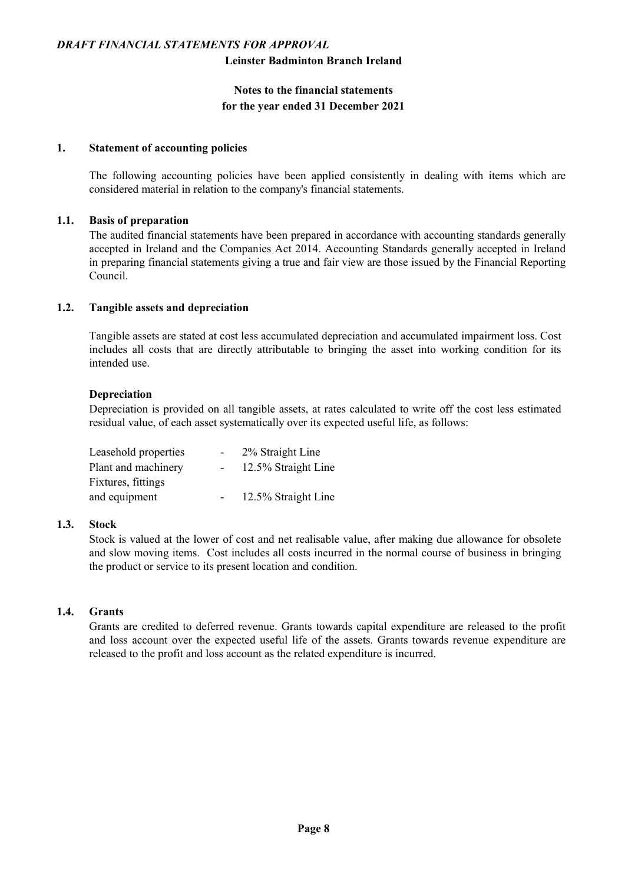*DRAFT FINANCIAL STATEMENTS FOR APPROVAL*

**Leinster Badminton Branch Ireland**

**Notes to the financial statements**
**for the year ended 31 December 2021**

## 1. Statement of accounting policies

The following accounting policies have been applied consistently in dealing with items which are considered material in relation to the company's financial statements.

### 1.1. Basis of preparation

The audited financial statements have been prepared in accordance with accounting standards generally accepted in Ireland and the Companies Act 2014. Accounting Standards generally accepted in Ireland in preparing financial statements giving a true and fair view are those issued by the Financial Reporting Council.

### 1.2. Tangible assets and depreciation

Tangible assets are stated at cost less accumulated depreciation and accumulated impairment loss. Cost includes all costs that are directly attributable to bringing the asset into working condition for its intended use.

**Depreciation**

Depreciation is provided on all tangible assets, at rates calculated to write off the cost less estimated residual value, of each asset systematically over its expected useful life, as follows:

| | | |
|---|---|---|
| Leasehold properties | - | 2% Straight Line |
| Plant and machinery | - | 12.5% Straight Line |
| Fixtures, fittings and equipment | - | 12.5% Straight Line |

### 1.3. Stock

Stock is valued at the lower of cost and net realisable value, after making due allowance for obsolete and slow moving items. Cost includes all costs incurred in the normal course of business in bringing the product or service to its present location and condition.

### 1.4. Grants

Grants are credited to deferred revenue. Grants towards capital expenditure are released to the profit and loss account over the expected useful life of the assets. Grants towards revenue expenditure are released to the profit and loss account as the related expenditure is incurred.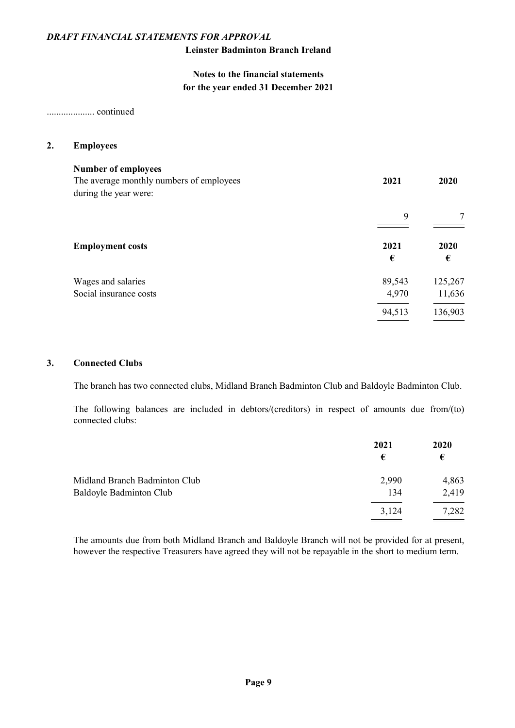*DRAFT FINANCIAL STATEMENTS FOR APPROVAL*

**Leinster Badminton Branch Ireland**

**Notes to the financial statements**
**for the year ended 31 December 2021**

.................... continued

## 2. Employees

**Number of employees**

| The average monthly numbers of employees during the year were: | 2021 | 2020 |
|---|---|---|
| | 9 | 7 |

| **Employment costs** | 2021 € | 2020 € |
|---|---|---|
| Wages and salaries | 89,543 | 125,267 |
| Social insurance costs | 4,970 | 11,636 |
| | 94,513 | 136,903 |

## 3. Connected Clubs

The branch has two connected clubs, Midland Branch Badminton Club and Baldoyle Badminton Club.

The following balances are included in debtors/(creditors) in respect of amounts due from/(to) connected clubs:

| | 2021 € | 2020 € |
|---|---|---|
| Midland Branch Badminton Club | 2,990 | 4,863 |
| Baldoyle Badminton Club | 134 | 2,419 |
| | 3,124 | 7,282 |

The amounts due from both Midland Branch and Baldoyle Branch will not be provided for at present, however the respective Treasurers have agreed they will not be repayable in the short to medium term.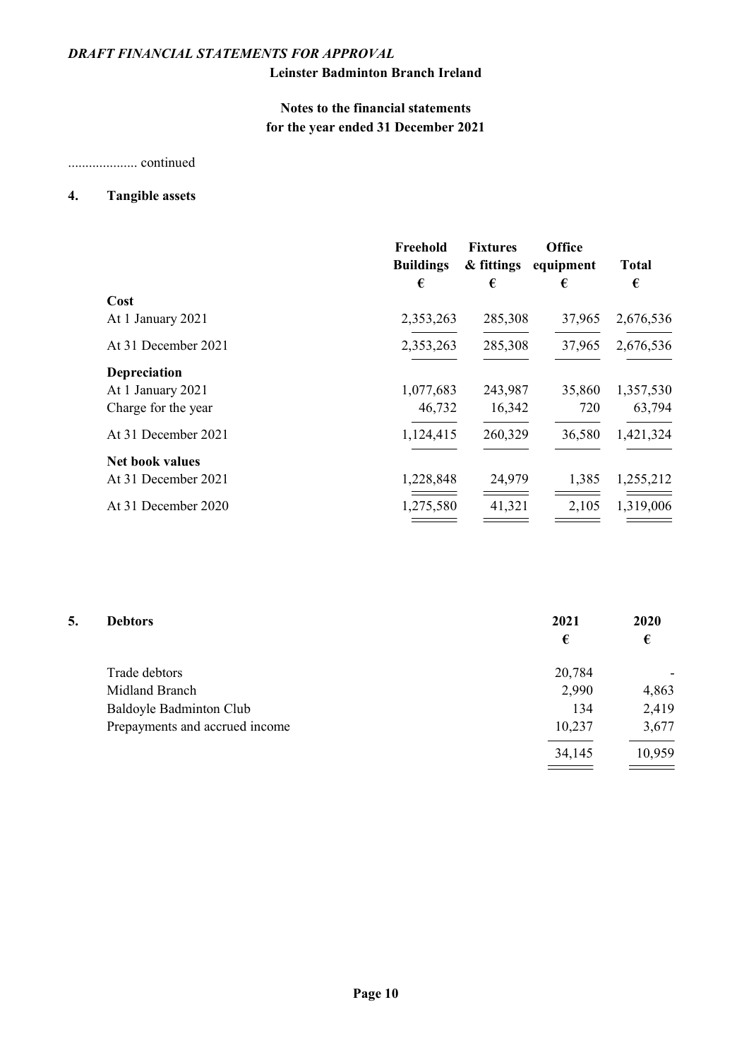*DRAFT FINANCIAL STATEMENTS FOR APPROVAL*

**Leinster Badminton Branch Ireland**

**Notes to the financial statements**
**for the year ended 31 December 2021**

.................... continued

## 4. Tangible assets

| | Freehold Buildings € | Fixtures & fittings € | Office equipment € | Total € |
|---|---|---|---|---|
| **Cost** | | | | |
| At 1 January 2021 | 2,353,263 | 285,308 | 37,965 | 2,676,536 |
| At 31 December 2021 | 2,353,263 | 285,308 | 37,965 | 2,676,536 |
| **Depreciation** | | | | |
| At 1 January 2021 | 1,077,683 | 243,987 | 35,860 | 1,357,530 |
| Charge for the year | 46,732 | 16,342 | 720 | 63,794 |
| At 31 December 2021 | 1,124,415 | 260,329 | 36,580 | 1,421,324 |
| **Net book values** | | | | |
| At 31 December 2021 | 1,228,848 | 24,979 | 1,385 | 1,255,212 |
| At 31 December 2020 | 1,275,580 | 41,321 | 2,105 | 1,319,006 |

## 5. Debtors

| | 2021 € | 2020 € |
|---|---|---|
| Trade debtors | 20,784 | - |
| Midland Branch | 2,990 | 4,863 |
| Baldoyle Badminton Club | 134 | 2,419 |
| Prepayments and accrued income | 10,237 | 3,677 |
| | 34,145 | 10,959 |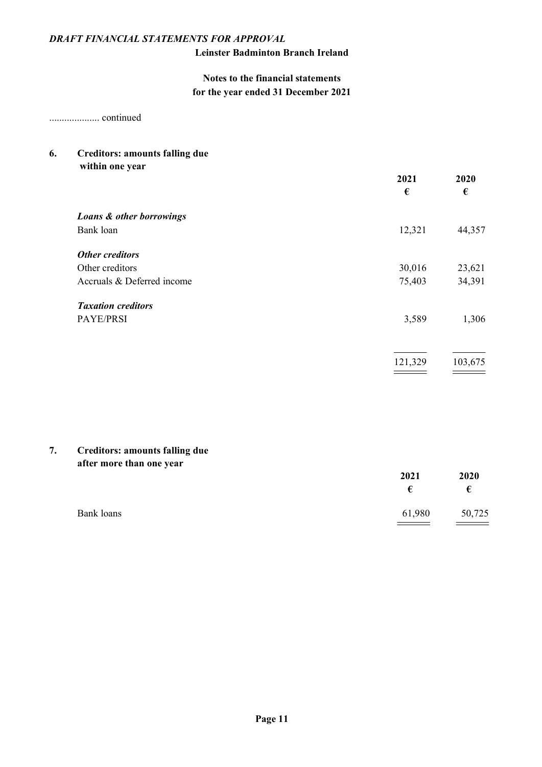*DRAFT FINANCIAL STATEMENTS FOR APPROVAL*

**Leinster Badminton Branch Ireland**

**Notes to the financial statements**
**for the year ended 31 December 2021**

.................... continued

## 6. Creditors: amounts falling due within one year

| | 2021 | 2020 |
|---|---|---|
| | € | € |
| ***Loans & other borrowings*** | | |
| Bank loan | 12,321 | 44,357 |
| ***Other creditors*** | | |
| Other creditors | 30,016 | 23,621 |
| Accruals & Deferred income | 75,403 | 34,391 |
| ***Taxation creditors*** | | |
| PAYE/PRSI | 3,589 | 1,306 |
| | 121,329 | 103,675 |

## 7. Creditors: amounts falling due after more than one year

| | 2021 | 2020 |
|---|---|---|
| | € | € |
| Bank loans | 61,980 | 50,725 |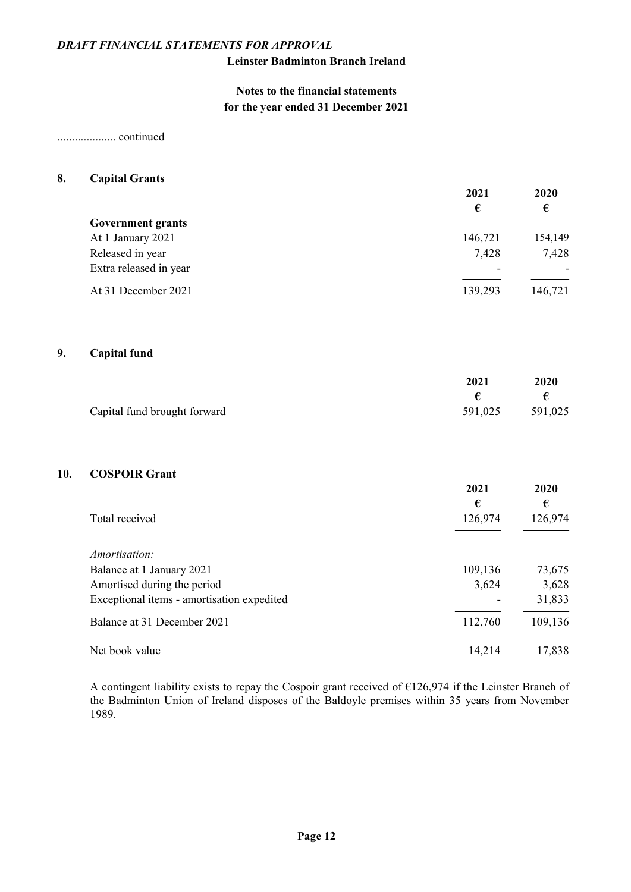*DRAFT FINANCIAL STATEMENTS FOR APPROVAL*

**Leinster Badminton Branch Ireland**

**Notes to the financial statements**
**for the year ended 31 December 2021**

.................... continued

## 8. Capital Grants

| | 2021 | 2020 |
|---|---|---|
| | € | € |
| **Government grants** | | |
| At 1 January 2021 | 146,721 | 154,149 |
| Released in year | 7,428 | 7,428 |
| Extra released in year | - | - |
| At 31 December 2021 | 139,293 | 146,721 |

## 9. Capital fund

| | 2021 | 2020 |
|---|---|---|
| | € | € |
| Capital fund brought forward | 591,025 | 591,025 |

## 10. COSPOIR Grant

| | 2021 | 2020 |
|---|---|---|
| | € | € |
| Total received | 126,974 | 126,974 |
| *Amortisation:* | | |
| Balance at 1 January 2021 | 109,136 | 73,675 |
| Amortised during the period | 3,624 | 3,628 |
| Exceptional items - amortisation expedited | - | 31,833 |
| Balance at 31 December 2021 | 112,760 | 109,136 |
| Net book value | 14,214 | 17,838 |

A contingent liability exists to repay the Cospoir grant received of €126,974 if the Leinster Branch of the Badminton Union of Ireland disposes of the Baldoyle premises within 35 years from November 1989.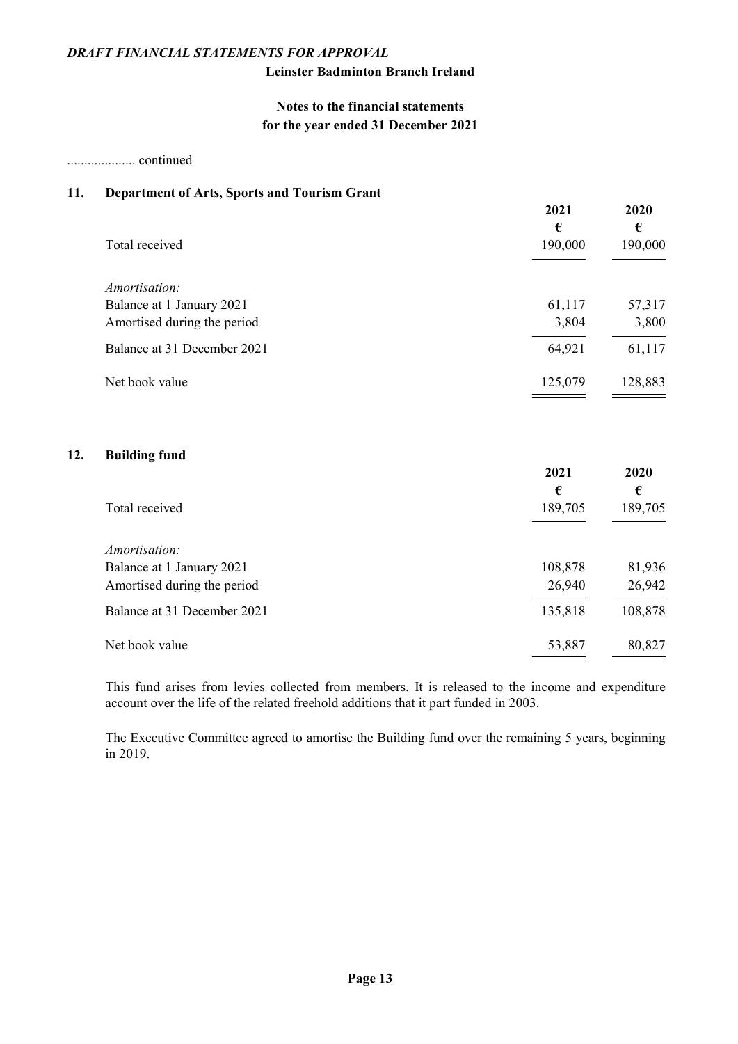*DRAFT FINANCIAL STATEMENTS FOR APPROVAL*

**Leinster Badminton Branch Ireland**

**Notes to the financial statements**
**for the year ended 31 December 2021**

.................... continued

## 11. Department of Arts, Sports and Tourism Grant

| | 2021 | 2020 |
|---|---|---|
| | € | € |
| Total received | 190,000 | 190,000 |
| *Amortisation:* | | |
| Balance at 1 January 2021 | 61,117 | 57,317 |
| Amortised during the period | 3,804 | 3,800 |
| Balance at 31 December 2021 | 64,921 | 61,117 |
| Net book value | 125,079 | 128,883 |

## 12. Building fund

| | 2021 | 2020 |
|---|---|---|
| | € | € |
| Total received | 189,705 | 189,705 |
| *Amortisation:* | | |
| Balance at 1 January 2021 | 108,878 | 81,936 |
| Amortised during the period | 26,940 | 26,942 |
| Balance at 31 December 2021 | 135,818 | 108,878 |
| Net book value | 53,887 | 80,827 |

This fund arises from levies collected from members. It is released to the income and expenditure account over the life of the related freehold additions that it part funded in 2003.

The Executive Committee agreed to amortise the Building fund over the remaining 5 years, beginning in 2019.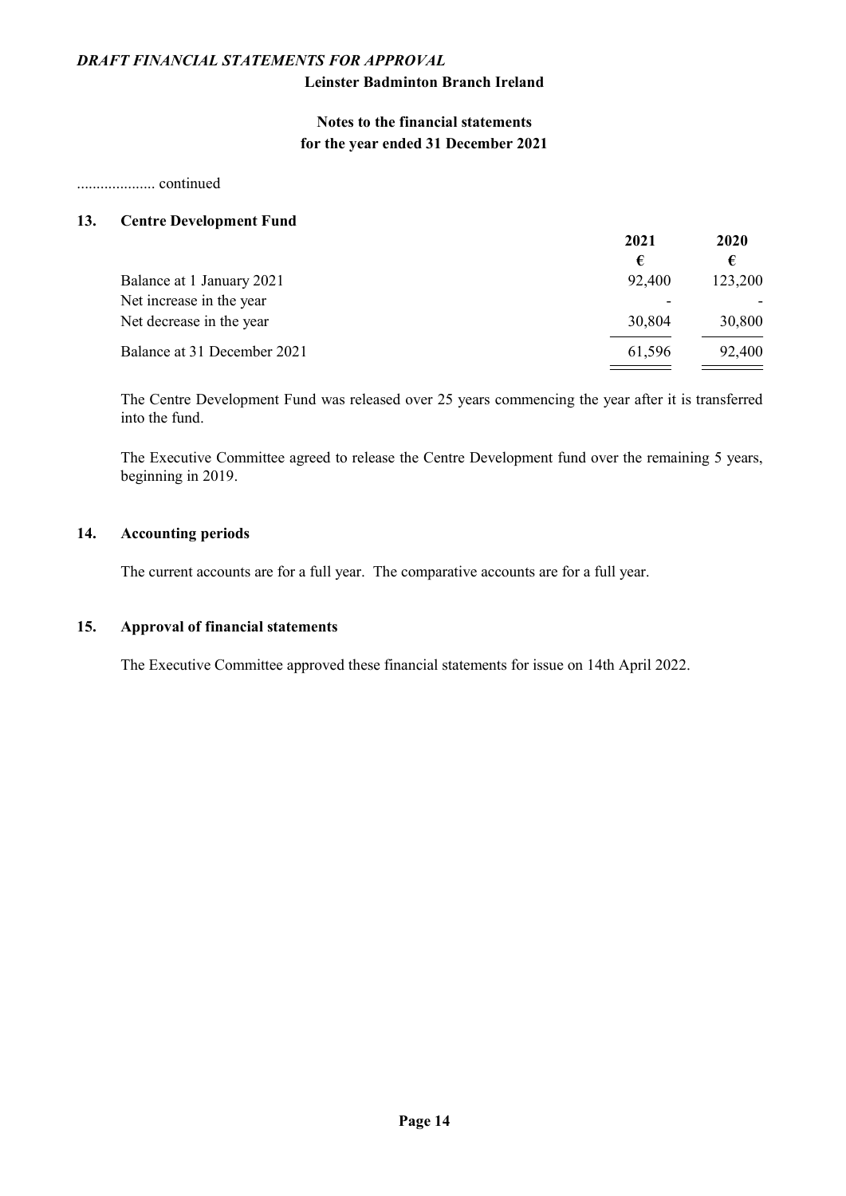*DRAFT FINANCIAL STATEMENTS FOR APPROVAL*

**Leinster Badminton Branch Ireland**

**Notes to the financial statements for the year ended 31 December 2021**

.................... continued

## 13. Centre Development Fund

| | 2021 | 2020 |
|---|---|---|
| | € | € |
| Balance at 1 January 2021 | 92,400 | 123,200 |
| Net increase in the year | - | - |
| Net decrease in the year | 30,804 | 30,800 |
| Balance at 31 December 2021 | 61,596 | 92,400 |

The Centre Development Fund was released over 25 years commencing the year after it is transferred into the fund.

The Executive Committee agreed to release the Centre Development fund over the remaining 5 years, beginning in 2019.

## 14. Accounting periods

The current accounts are for a full year. The comparative accounts are for a full year.

## 15. Approval of financial statements

The Executive Committee approved these financial statements for issue on 14th April 2022.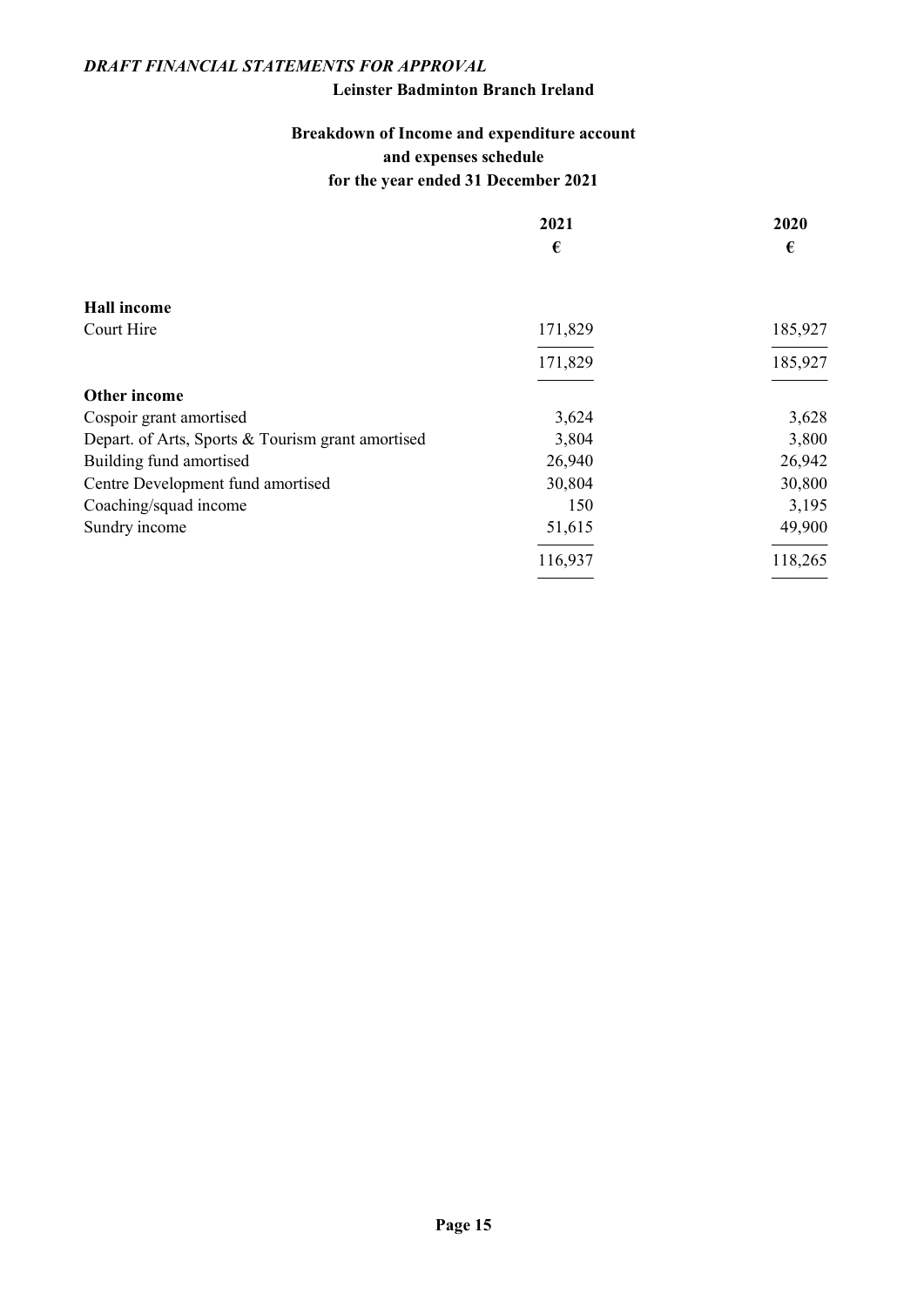*DRAFT FINANCIAL STATEMENTS FOR APPROVAL*

**Leinster Badminton Branch Ireland**

## Breakdown of Income and expenditure account and expenses schedule for the year ended 31 December 2021

| | 2021 | 2020 |
|---|---|---|
| | € | € |
| **Hall income** | | |
| Court Hire | 171,829 | 185,927 |
| | 171,829 | 185,927 |
| **Other income** | | |
| Cospoir grant amortised | 3,624 | 3,628 |
| Depart. of Arts, Sports & Tourism grant amortised | 3,804 | 3,800 |
| Building fund amortised | 26,940 | 26,942 |
| Centre Development fund amortised | 30,804 | 30,800 |
| Coaching/squad income | 150 | 3,195 |
| Sundry income | 51,615 | 49,900 |
| | 116,937 | 118,265 |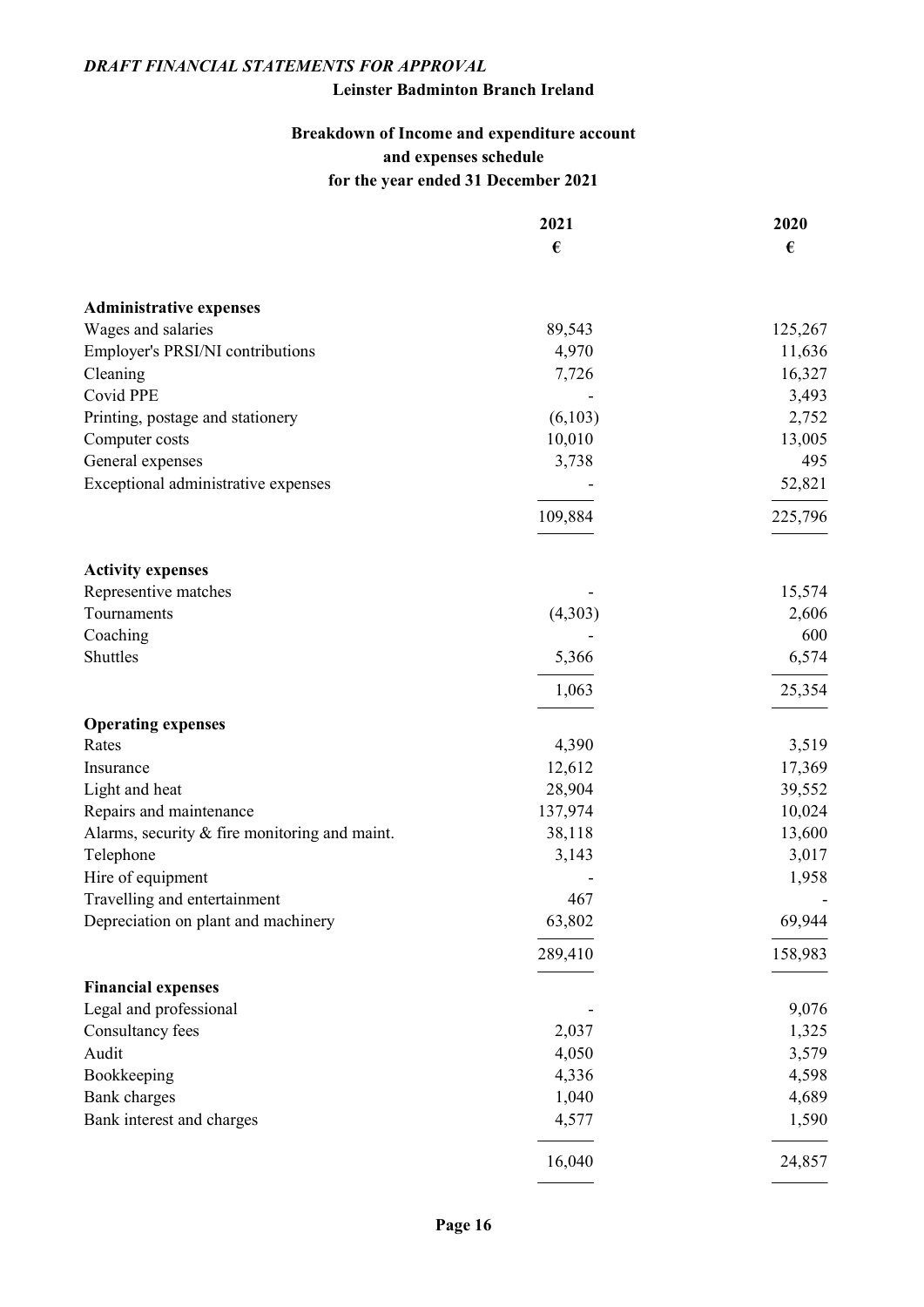*DRAFT FINANCIAL STATEMENTS FOR APPROVAL*

**Leinster Badminton Branch Ireland**

## Breakdown of Income and expenditure account and expenses schedule for the year ended 31 December 2021

| | 2021 | 2020 |
|---|---|---|
| | € | € |
| **Administrative expenses** | | |
| Wages and salaries | 89,543 | 125,267 |
| Employer's PRSI/NI contributions | 4,970 | 11,636 |
| Cleaning | 7,726 | 16,327 |
| Covid PPE | - | 3,493 |
| Printing, postage and stationery | (6,103) | 2,752 |
| Computer costs | 10,010 | 13,005 |
| General expenses | 3,738 | 495 |
| Exceptional administrative expenses | - | 52,821 |
| | 109,884 | 225,796 |
| **Activity expenses** | | |
| Representive matches | - | 15,574 |
| Tournaments | (4,303) | 2,606 |
| Coaching | - | 600 |
| Shuttles | 5,366 | 6,574 |
| | 1,063 | 25,354 |
| **Operating expenses** | | |
| Rates | 4,390 | 3,519 |
| Insurance | 12,612 | 17,369 |
| Light and heat | 28,904 | 39,552 |
| Repairs and maintenance | 137,974 | 10,024 |
| Alarms, security & fire monitoring and maint. | 38,118 | 13,600 |
| Telephone | 3,143 | 3,017 |
| Hire of equipment | - | 1,958 |
| Travelling and entertainment | 467 | - |
| Depreciation on plant and machinery | 63,802 | 69,944 |
| | 289,410 | 158,983 |
| **Financial expenses** | | |
| Legal and professional | - | 9,076 |
| Consultancy fees | 2,037 | 1,325 |
| Audit | 4,050 | 3,579 |
| Bookkeeping | 4,336 | 4,598 |
| Bank charges | 1,040 | 4,689 |
| Bank interest and charges | 4,577 | 1,590 |
| | 16,040 | 24,857 |